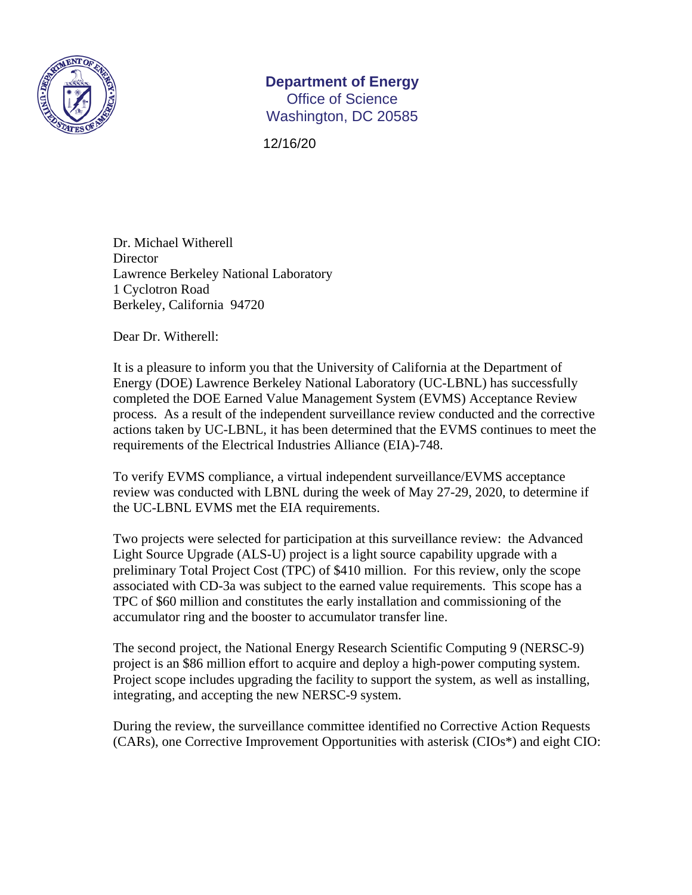**Department of Energy**
Office of Science
Washington, DC 20585

12/16/20

Dr. Michael Witherell
Director
Lawrence Berkeley National Laboratory
1 Cyclotron Road
Berkeley, California 94720

Dear Dr. Witherell:

It is a pleasure to inform you that the University of California at the Department of Energy (DOE) Lawrence Berkeley National Laboratory (UC-LBNL) has successfully completed the DOE Earned Value Management System (EVMS) Acceptance Review process. As a result of the independent surveillance review conducted and the corrective actions taken by UC-LBNL, it has been determined that the EVMS continues to meet the requirements of the Electrical Industries Alliance (EIA)-748.

To verify EVMS compliance, a virtual independent surveillance/EVMS acceptance review was conducted with LBNL during the week of May 27-29, 2020, to determine if the UC-LBNL EVMS met the EIA requirements.

Two projects were selected for participation at this surveillance review: the Advanced Light Source Upgrade (ALS-U) project is a light source capability upgrade with a preliminary Total Project Cost (TPC) of $410 million. For this review, only the scope associated with CD-3a was subject to the earned value requirements. This scope has a TPC of $60 million and constitutes the early installation and commissioning of the accumulator ring and the booster to accumulator transfer line.

The second project, the National Energy Research Scientific Computing 9 (NERSC-9) project is an $86 million effort to acquire and deploy a high-power computing system. Project scope includes upgrading the facility to support the system, as well as installing, integrating, and accepting the new NERSC-9 system.

During the review, the surveillance committee identified no Corrective Action Requests (CARs), one Corrective Improvement Opportunities with asterisk (CIOs*) and eight CIO: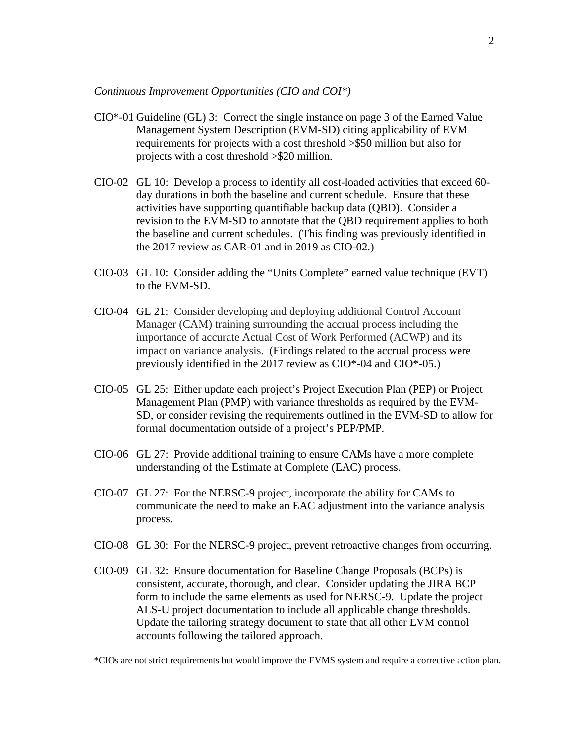*Continuous Improvement Opportunities (CIO and COI*)*

CIO*-01 Guideline (GL) 3: Correct the single instance on page 3 of the Earned Value Management System Description (EVM-SD) citing applicability of EVM requirements for projects with a cost threshold >$50 million but also for projects with a cost threshold >$20 million.

CIO-02 GL 10: Develop a process to identify all cost-loaded activities that exceed 60-day durations in both the baseline and current schedule. Ensure that these activities have supporting quantifiable backup data (QBD). Consider a revision to the EVM-SD to annotate that the QBD requirement applies to both the baseline and current schedules. (This finding was previously identified in the 2017 review as CAR-01 and in 2019 as CIO-02.)

CIO-03 GL 10: Consider adding the "Units Complete" earned value technique (EVT) to the EVM-SD.

CIO-04 GL 21: Consider developing and deploying additional Control Account Manager (CAM) training surrounding the accrual process including the importance of accurate Actual Cost of Work Performed (ACWP) and its impact on variance analysis. (Findings related to the accrual process were previously identified in the 2017 review as CIO*-04 and CIO*-05.)

CIO-05 GL 25: Either update each project's Project Execution Plan (PEP) or Project Management Plan (PMP) with variance thresholds as required by the EVM-SD, or consider revising the requirements outlined in the EVM-SD to allow for formal documentation outside of a project's PEP/PMP.

CIO-06 GL 27: Provide additional training to ensure CAMs have a more complete understanding of the Estimate at Complete (EAC) process.

CIO-07 GL 27: For the NERSC-9 project, incorporate the ability for CAMs to communicate the need to make an EAC adjustment into the variance analysis process.

CIO-08 GL 30: For the NERSC-9 project, prevent retroactive changes from occurring.

CIO-09 GL 32: Ensure documentation for Baseline Change Proposals (BCPs) is consistent, accurate, thorough, and clear. Consider updating the JIRA BCP form to include the same elements as used for NERSC-9. Update the project ALS-U project documentation to include all applicable change thresholds. Update the tailoring strategy document to state that all other EVM control accounts following the tailored approach.

*CIOs are not strict requirements but would improve the EVMS system and require a corrective action plan.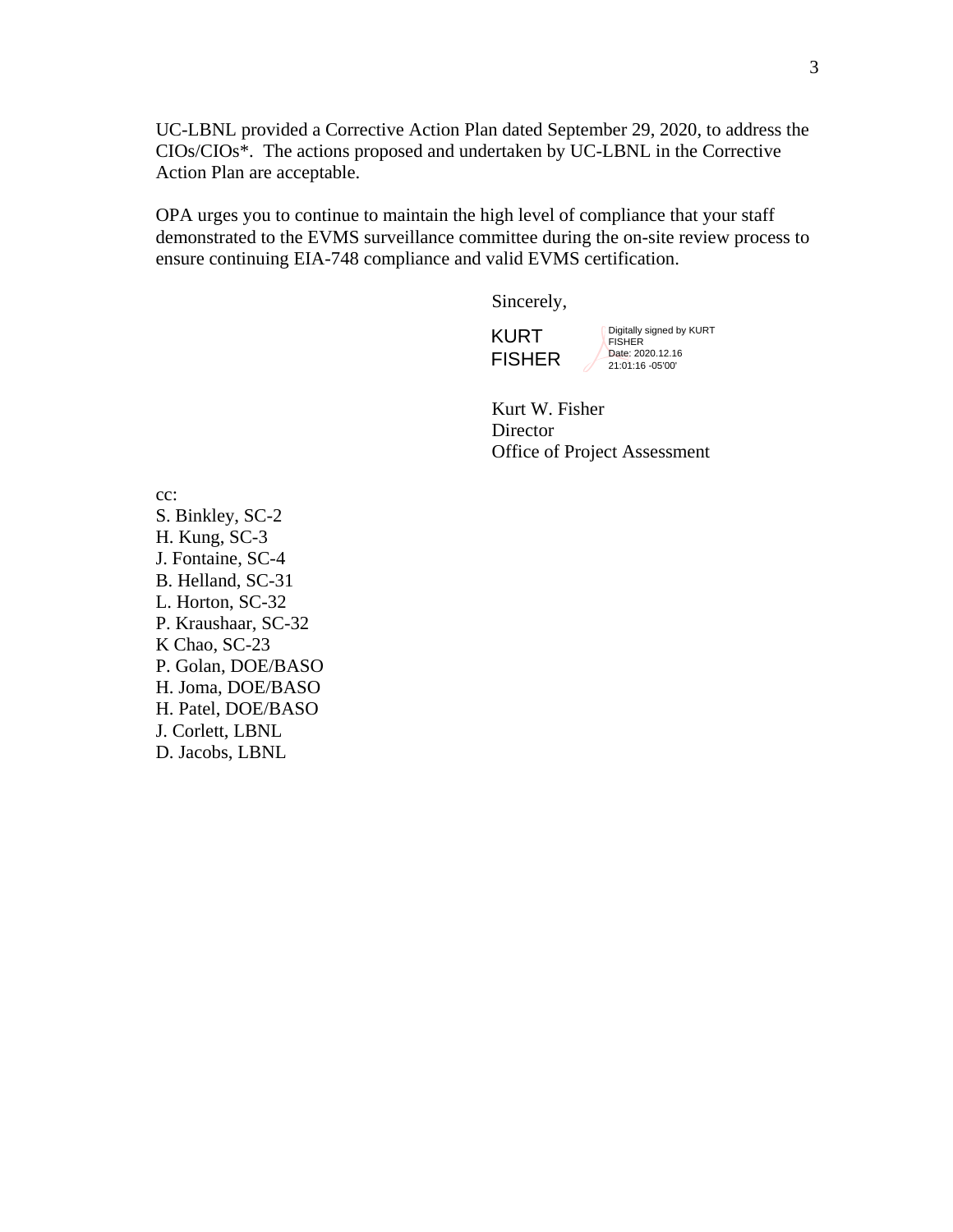UC-LBNL provided a Corrective Action Plan dated September 29, 2020, to address the CIOs/CIOs*. The actions proposed and undertaken by UC-LBNL in the Corrective Action Plan are acceptable.

OPA urges you to continue to maintain the high level of compliance that your staff demonstrated to the EVMS surveillance committee during the on-site review process to ensure continuing EIA-748 compliance and valid EVMS certification.

Sincerely,

KURT FISHER

Digitally signed by KURT FISHER
Date: 2020.12.16 21:01:16 -05'00'

Kurt W. Fisher
Director
Office of Project Assessment

cc:
S. Binkley, SC-2
H. Kung, SC-3
J. Fontaine, SC-4
B. Helland, SC-31
L. Horton, SC-32
P. Kraushaar, SC-32
K Chao, SC-23
P. Golan, DOE/BASO
H. Joma, DOE/BASO
H. Patel, DOE/BASO
J. Corlett, LBNL
D. Jacobs, LBNL